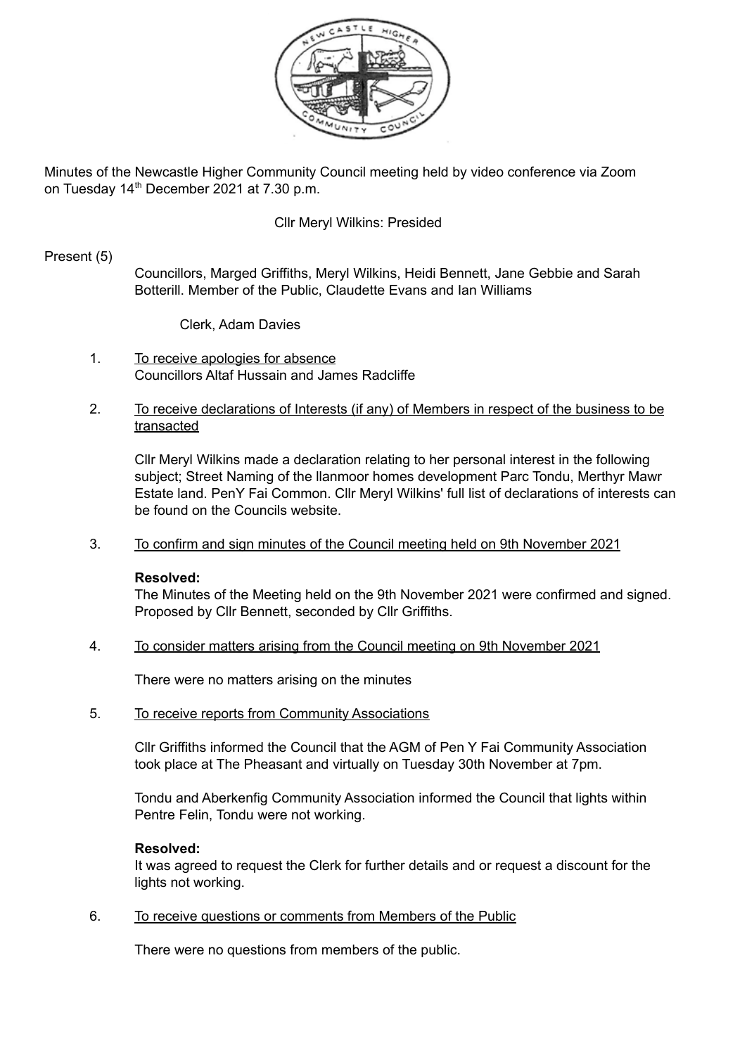Minutes of the Newcastle Higher Community Council meeting held by video conference via Zoom on Tuesday 14th December 2021 at 7.30 p.m.

Cllr Meryl Wilkins: Presided

Present (5)

Councillors, Marged Griffiths, Meryl Wilkins, Heidi Bennett, Jane Gebbie and Sarah Botterill. Member of the Public, Claudette Evans and Ian Williams

Clerk, Adam Davies

1. To receive apologies for absence
   Councillors Altaf Hussain and James Radcliffe

2. To receive declarations of Interests (if any) of Members in respect of the business to be transacted

   Cllr Meryl Wilkins made a declaration relating to her personal interest in the following subject; Street Naming of the llanmoor homes development Parc Tondu, Merthyr Mawr Estate land. PenY Fai Common. Cllr Meryl Wilkins' full list of declarations of interests can be found on the Councils website.

3. To confirm and sign minutes of the Council meeting held on 9th November 2021

   **Resolved:**
   The Minutes of the Meeting held on the 9th November 2021 were confirmed and signed. Proposed by Cllr Bennett, seconded by Cllr Griffiths.

4. To consider matters arising from the Council meeting on 9th November 2021

   There were no matters arising on the minutes

5. To receive reports from Community Associations

   Cllr Griffiths informed the Council that the AGM of Pen Y Fai Community Association took place at The Pheasant and virtually on Tuesday 30th November at 7pm.

   Tondu and Aberkenfig Community Association informed the Council that lights within Pentre Felin, Tondu were not working.

   **Resolved:**
   It was agreed to request the Clerk for further details and or request a discount for the lights not working.

6. To receive questions or comments from Members of the Public

   There were no questions from members of the public.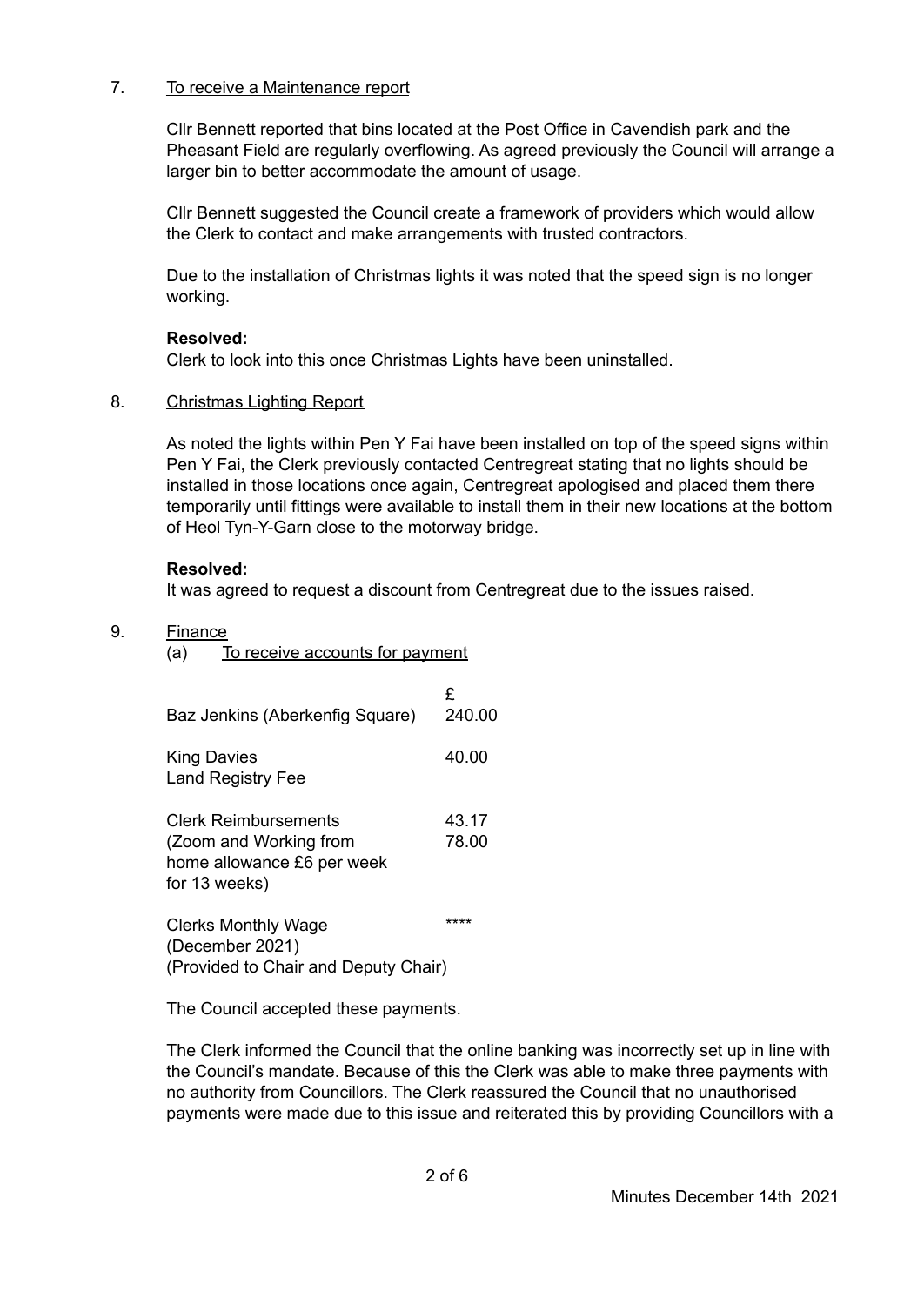7. <u>To receive a Maintenance report</u>

Cllr Bennett reported that bins located at the Post Office in Cavendish park and the Pheasant Field are regularly overflowing. As agreed previously the Council will arrange a larger bin to better accommodate the amount of usage.

Cllr Bennett suggested the Council create a framework of providers which would allow the Clerk to contact and make arrangements with trusted contractors.

Due to the installation of Christmas lights it was noted that the speed sign is no longer working.

**Resolved:**
Clerk to look into this once Christmas Lights have been uninstalled.

8. <u>Christmas Lighting Report</u>

As noted the lights within Pen Y Fai have been installed on top of the speed signs within Pen Y Fai, the Clerk previously contacted Centregreat stating that no lights should be installed in those locations once again, Centregreat apologised and placed them there temporarily until fittings were available to install them in their new locations at the bottom of Heol Tyn-Y-Garn close to the motorway bridge.

**Resolved:**
It was agreed to request a discount from Centregreat due to the issues raised.

9. <u>Finance</u>

(a) <u>To receive accounts for payment</u>

| | £ |
|---|---|
| Baz Jenkins (Aberkenfig Square) | 240.00 |
| King Davies<br>Land Registry Fee | 40.00 |
| Clerk Reimbursements<br>(Zoom and Working from home allowance £6 per week for 13 weeks) | 43.17<br>78.00 |
| Clerks Monthly Wage<br>(December 2021)<br>(Provided to Chair and Deputy Chair) | **** |

The Council accepted these payments.

The Clerk informed the Council that the online banking was incorrectly set up in line with the Council's mandate. Because of this the Clerk was able to make three payments with no authority from Councillors. The Clerk reassured the Council that no unauthorised payments were made due to this issue and reiterated this by providing Councillors with a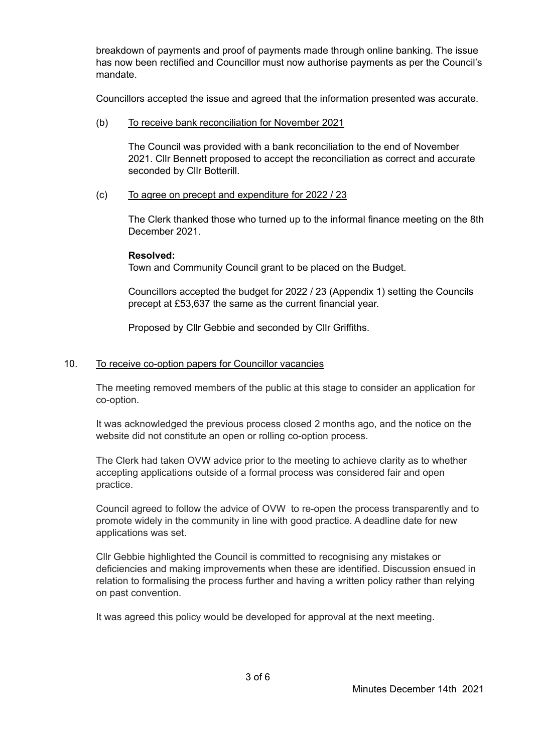breakdown of payments and proof of payments made through online banking. The issue has now been rectified and Councillor must now authorise payments as per the Council's mandate.

Councillors accepted the issue and agreed that the information presented was accurate.

(b) To receive bank reconciliation for November 2021

The Council was provided with a bank reconciliation to the end of November 2021. Cllr Bennett proposed to accept the reconciliation as correct and accurate seconded by Cllr Botterill.

(c) To agree on precept and expenditure for 2022 / 23

The Clerk thanked those who turned up to the informal finance meeting on the 8th December 2021.

**Resolved:**
Town and Community Council grant to be placed on the Budget.

Councillors accepted the budget for 2022 / 23 (Appendix 1) setting the Councils precept at £53,637 the same as the current financial year.

Proposed by Cllr Gebbie and seconded by Cllr Griffiths.

10. To receive co-option papers for Councillor vacancies

The meeting removed members of the public at this stage to consider an application for co-option.

It was acknowledged the previous process closed 2 months ago, and the notice on the website did not constitute an open or rolling co-option process.

The Clerk had taken OVW advice prior to the meeting to achieve clarity as to whether accepting applications outside of a formal process was considered fair and open practice.

Council agreed to follow the advice of OVW to re-open the process transparently and to promote widely in the community in line with good practice. A deadline date for new applications was set.

Cllr Gebbie highlighted the Council is committed to recognising any mistakes or deficiencies and making improvements when these are identified. Discussion ensued in relation to formalising the process further and having a written policy rather than relying on past convention.

It was agreed this policy would be developed for approval at the next meeting.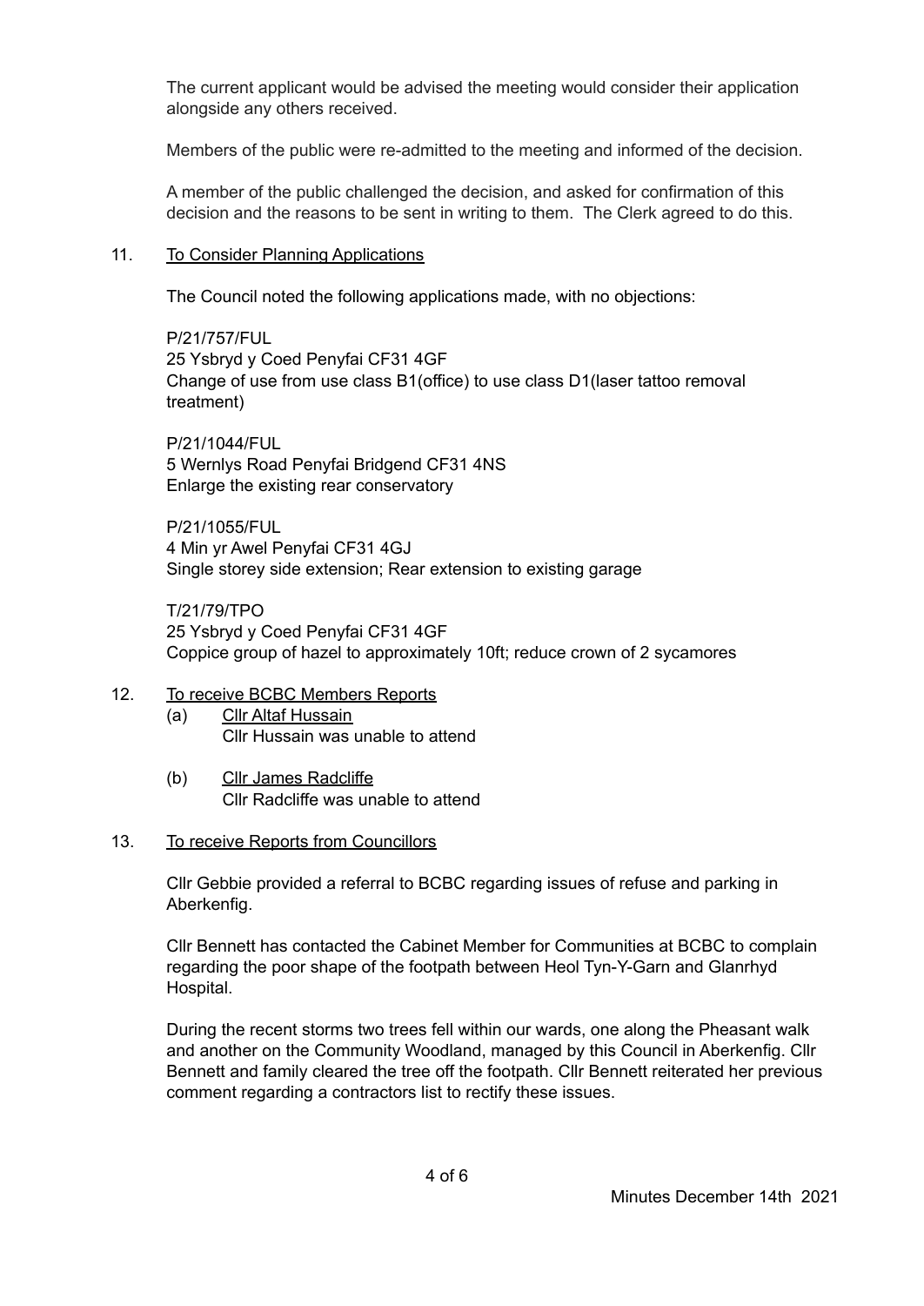The current applicant would be advised the meeting would consider their application alongside any others received.

Members of the public were re-admitted to the meeting and informed of the decision.

A member of the public challenged the decision, and asked for confirmation of this decision and the reasons to be sent in writing to them. The Clerk agreed to do this.

11. <u>To Consider Planning Applications</u>

The Council noted the following applications made, with no objections:

P/21/757/FUL
25 Ysbryd y Coed Penyfai CF31 4GF
Change of use from use class B1(office) to use class D1(laser tattoo removal treatment)

P/21/1044/FUL
5 Wernlys Road Penyfai Bridgend CF31 4NS
Enlarge the existing rear conservatory

P/21/1055/FUL
4 Min yr Awel Penyfai CF31 4GJ
Single storey side extension; Rear extension to existing garage

T/21/79/TPO
25 Ysbryd y Coed Penyfai CF31 4GF
Coppice group of hazel to approximately 10ft; reduce crown of 2 sycamores

12. <u>To receive BCBC Members Reports</u>

(a) <u>Cllr Altaf Hussain</u>
Cllr Hussain was unable to attend

(b) <u>Cllr James Radcliffe</u>
Cllr Radcliffe was unable to attend

13. <u>To receive Reports from Councillors</u>

Cllr Gebbie provided a referral to BCBC regarding issues of refuse and parking in Aberkenfig.

Cllr Bennett has contacted the Cabinet Member for Communities at BCBC to complain regarding the poor shape of the footpath between Heol Tyn-Y-Garn and Glanrhyd Hospital.

During the recent storms two trees fell within our wards, one along the Pheasant walk and another on the Community Woodland, managed by this Council in Aberkenfig. Cllr Bennett and family cleared the tree off the footpath. Cllr Bennett reiterated her previous comment regarding a contractors list to rectify these issues.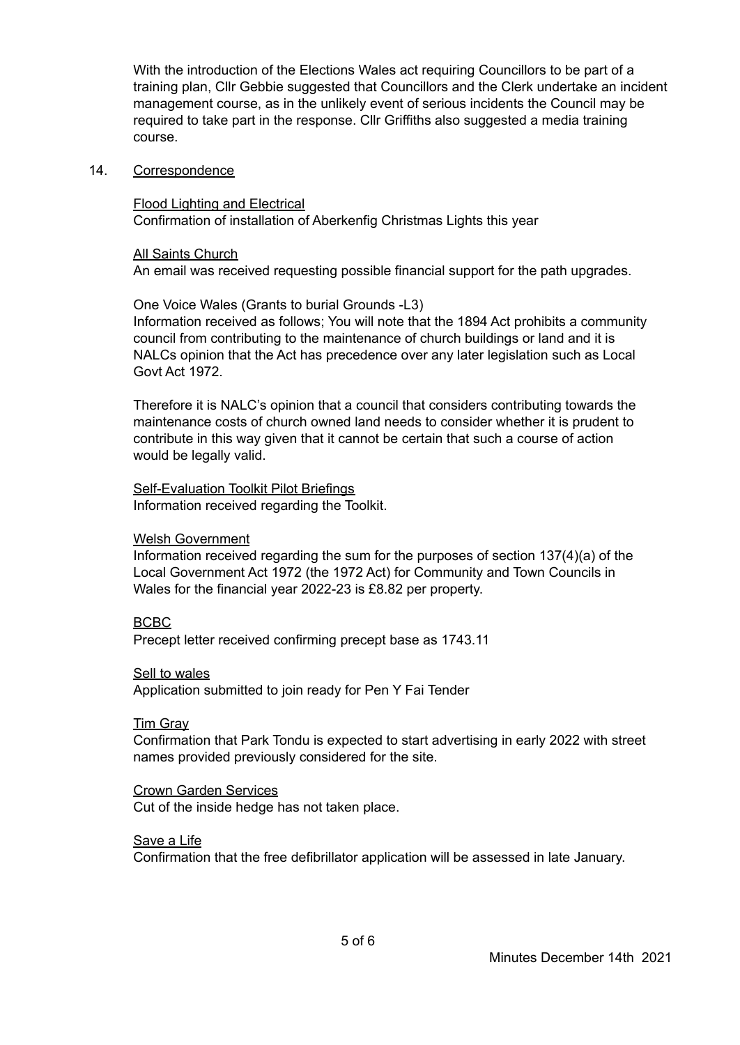With the introduction of the Elections Wales act requiring Councillors to be part of a training plan, Cllr Gebbie suggested that Councillors and the Clerk undertake an incident management course, as in the unlikely event of serious incidents the Council may be required to take part in the response. Cllr Griffiths also suggested a media training course.

14. <u>Correspondence</u>

<u>Flood Lighting and Electrical</u>
Confirmation of installation of Aberkenfig Christmas Lights this year

<u>All Saints Church</u>
An email was received requesting possible financial support for the path upgrades.

One Voice Wales (Grants to burial Grounds -L3)
Information received as follows; You will note that the 1894 Act prohibits a community council from contributing to the maintenance of church buildings or land and it is NALCs opinion that the Act has precedence over any later legislation such as Local Govt Act 1972.

Therefore it is NALC's opinion that a council that considers contributing towards the maintenance costs of church owned land needs to consider whether it is prudent to contribute in this way given that it cannot be certain that such a course of action would be legally valid.

<u>Self-Evaluation Toolkit Pilot Briefings</u>
Information received regarding the Toolkit.

<u>Welsh Government</u>
Information received regarding the sum for the purposes of section 137(4)(a) of the Local Government Act 1972 (the 1972 Act) for Community and Town Councils in Wales for the financial year 2022-23 is £8.82 per property.

<u>BCBC</u>
Precept letter received confirming precept base as 1743.11

<u>Sell to wales</u>
Application submitted to join ready for Pen Y Fai Tender

<u>Tim Gray</u>
Confirmation that Park Tondu is expected to start advertising in early 2022 with street names provided previously considered for the site.

<u>Crown Garden Services</u>
Cut of the inside hedge has not taken place.

<u>Save a Life</u>
Confirmation that the free defibrillator application will be assessed in late January.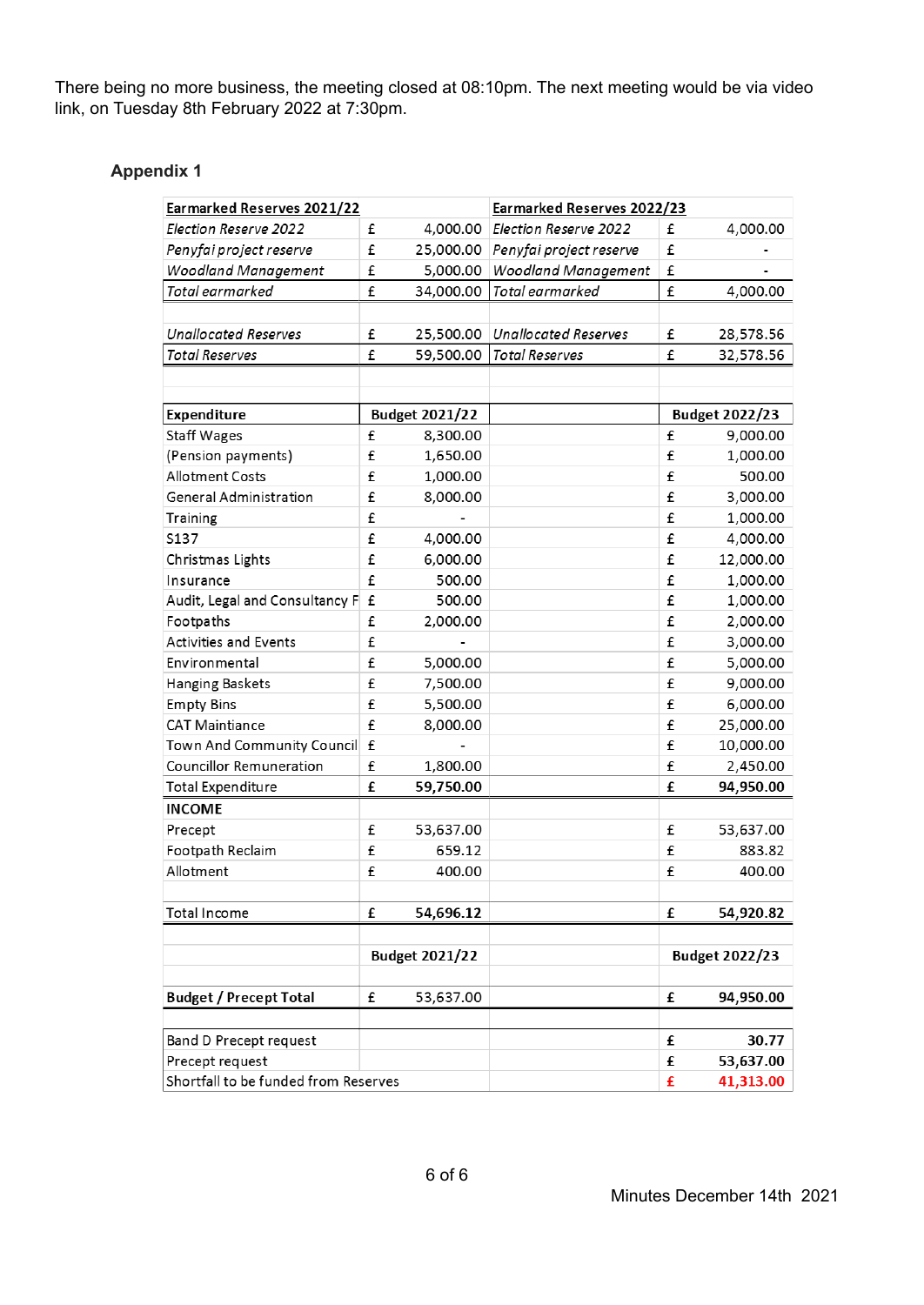There being no more business, the meeting closed at 08:10pm. The next meeting would be via video link, on Tuesday 8th February 2022 at 7:30pm.

### Appendix 1

| | | | | | |
|---|---|---|---|---|---|
| ***Earmarked Reserves 2021/22*** | | | ***Earmarked Reserves 2022/23*** | | |
| *Election Reserve 2022* | £ | 4,000.00 | *Election Reserve 2022* | £ | 4,000.00 |
| *Penyfai project reserve* | £ | 25,000.00 | *Penyfai project reserve* | £ | - |
| *Woodland Management* | £ | 5,000.00 | *Woodland Management* | £ | - |
| *Total earmarked* | £ | 34,000.00 | *Total earmarked* | £ | 4,000.00 |
| | | | | | |
| *Unallocated Reserves* | £ | 25,500.00 | *Unallocated Reserves* | £ | 28,578.56 |
| *Total Reserves* | £ | 59,500.00 | *Total Reserves* | £ | 32,578.56 |
| | | | | | |
| **Expenditure** | **Budget 2021/22** | | | **Budget 2022/23** | |
| Staff Wages | £ | 8,300.00 | | £ | 9,000.00 |
| (Pension payments) | £ | 1,650.00 | | £ | 1,000.00 |
| Allotment Costs | £ | 1,000.00 | | £ | 500.00 |
| General Administration | £ | 8,000.00 | | £ | 3,000.00 |
| Training | £ | - | | £ | 1,000.00 |
| S137 | £ | 4,000.00 | | £ | 4,000.00 |
| Christmas Lights | £ | 6,000.00 | | £ | 12,000.00 |
| Insurance | £ | 500.00 | | £ | 1,000.00 |
| Audit, Legal and Consultancy F | £ | 500.00 | | £ | 1,000.00 |
| Footpaths | £ | 2,000.00 | | £ | 2,000.00 |
| Activities and Events | £ | - | | £ | 3,000.00 |
| Environmental | £ | 5,000.00 | | £ | 5,000.00 |
| Hanging Baskets | £ | 7,500.00 | | £ | 9,000.00 |
| Empty Bins | £ | 5,500.00 | | £ | 6,000.00 |
| CAT Maintiance | £ | 8,000.00 | | £ | 25,000.00 |
| Town And Community Council | £ | - | | £ | 10,000.00 |
| Councillor Remuneration | £ | 1,800.00 | | £ | 2,450.00 |
| Total Expenditure | **£** | **59,750.00** | | **£** | **94,950.00** |
| **INCOME** | | | | | |
| Precept | £ | 53,637.00 | | £ | 53,637.00 |
| Footpath Reclaim | £ | 659.12 | | £ | 883.82 |
| Allotment | £ | 400.00 | | £ | 400.00 |
| | | | | | |
| Total Income | **£** | **54,696.12** | | **£** | **54,920.82** |
| | | | | | |
| | **Budget 2021/22** | | | **Budget 2022/23** | |
| | | | | | |
| **Budget / Precept Total** | £ | 53,637.00 | | £ | **94,950.00** |
| | | | | | |
| Band D Precept request | | | | **£** | **30.77** |
| Precept request | | | | **£** | **53,637.00** |
| Shortfall to be funded from Reserves | | | | **£** | **41,313.00** |

Minutes December 14th 2021